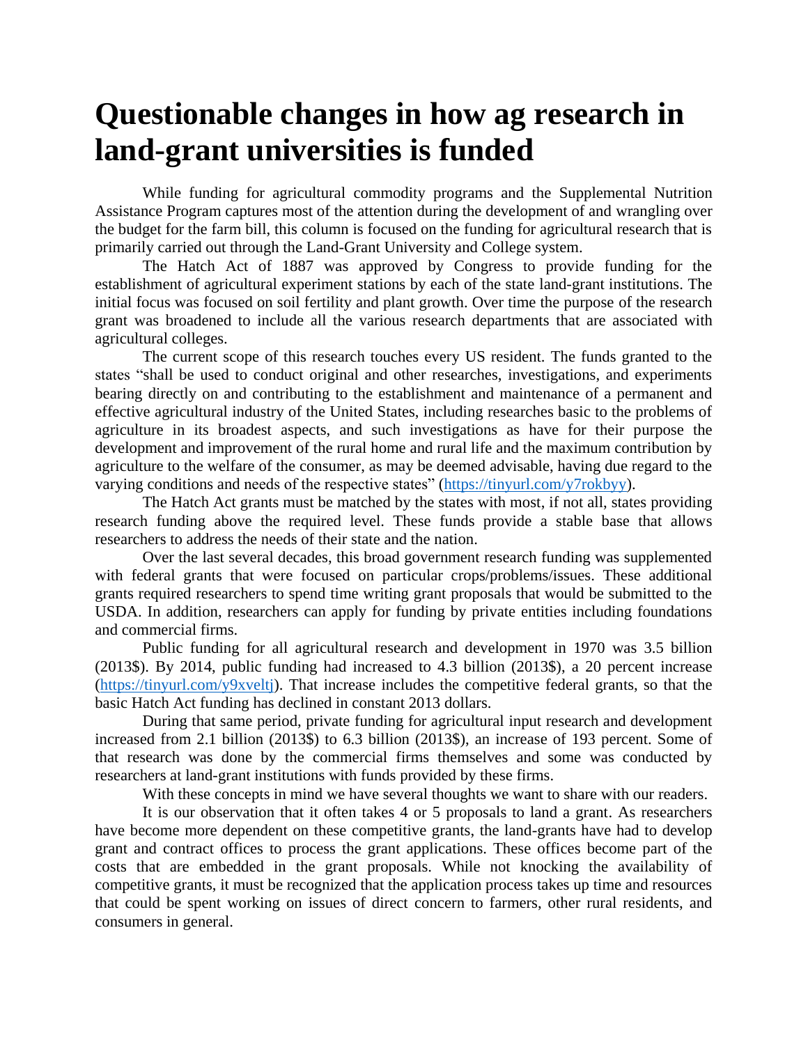# Questionable changes in how ag research in land-grant universities is funded

While funding for agricultural commodity programs and the Supplemental Nutrition Assistance Program captures most of the attention during the development of and wrangling over the budget for the farm bill, this column is focused on the funding for agricultural research that is primarily carried out through the Land-Grant University and College system.

The Hatch Act of 1887 was approved by Congress to provide funding for the establishment of agricultural experiment stations by each of the state land-grant institutions. The initial focus was focused on soil fertility and plant growth. Over time the purpose of the research grant was broadened to include all the various research departments that are associated with agricultural colleges.

The current scope of this research touches every US resident. The funds granted to the states "shall be used to conduct original and other researches, investigations, and experiments bearing directly on and contributing to the establishment and maintenance of a permanent and effective agricultural industry of the United States, including researches basic to the problems of agriculture in its broadest aspects, and such investigations as have for their purpose the development and improvement of the rural home and rural life and the maximum contribution by agriculture to the welfare of the consumer, as may be deemed advisable, having due regard to the varying conditions and needs of the respective states" ([https://tinyurl.com/y7rokbyy](https://tinyurl.com/y7rokbyy)).

The Hatch Act grants must be matched by the states with most, if not all, states providing research funding above the required level. These funds provide a stable base that allows researchers to address the needs of their state and the nation.

Over the last several decades, this broad government research funding was supplemented with federal grants that were focused on particular crops/problems/issues. These additional grants required researchers to spend time writing grant proposals that would be submitted to the USDA. In addition, researchers can apply for funding by private entities including foundations and commercial firms.

Public funding for all agricultural research and development in 1970 was 3.5 billion (2013$). By 2014, public funding had increased to 4.3 billion (2013$), a 20 percent increase ([https://tinyurl.com/y9xveltj](https://tinyurl.com/y9xveltj)). That increase includes the competitive federal grants, so that the basic Hatch Act funding has declined in constant 2013 dollars.

During that same period, private funding for agricultural input research and development increased from 2.1 billion (2013$) to 6.3 billion (2013$), an increase of 193 percent. Some of that research was done by the commercial firms themselves and some was conducted by researchers at land-grant institutions with funds provided by these firms.

With these concepts in mind we have several thoughts we want to share with our readers.

It is our observation that it often takes 4 or 5 proposals to land a grant. As researchers have become more dependent on these competitive grants, the land-grants have had to develop grant and contract offices to process the grant applications. These offices become part of the costs that are embedded in the grant proposals. While not knocking the availability of competitive grants, it must be recognized that the application process takes up time and resources that could be spent working on issues of direct concern to farmers, other rural residents, and consumers in general.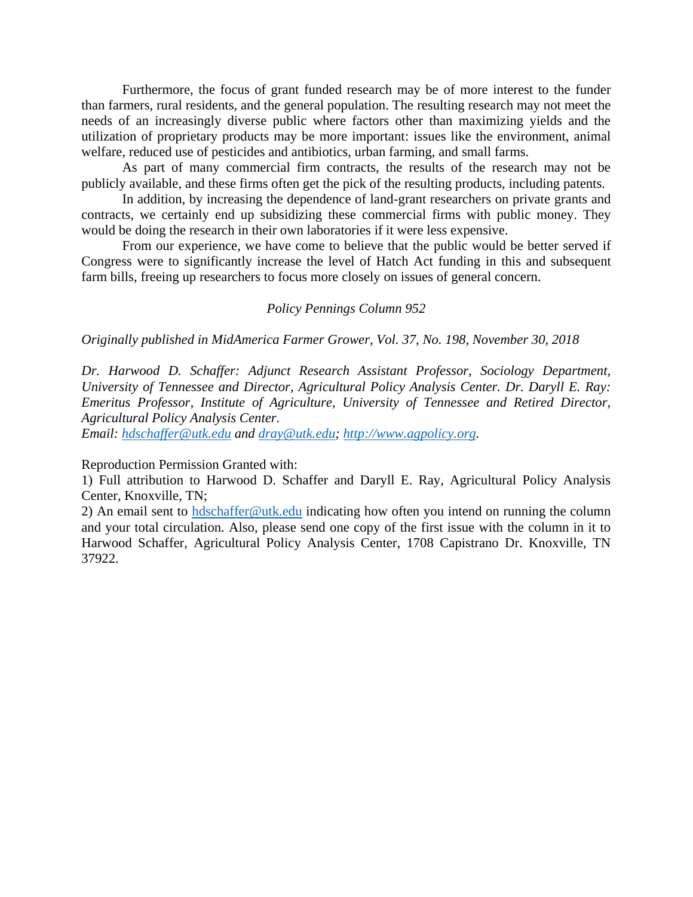Furthermore, the focus of grant funded research may be of more interest to the funder than farmers, rural residents, and the general population. The resulting research may not meet the needs of an increasingly diverse public where factors other than maximizing yields and the utilization of proprietary products may be more important: issues like the environment, animal welfare, reduced use of pesticides and antibiotics, urban farming, and small farms.

As part of many commercial firm contracts, the results of the research may not be publicly available, and these firms often get the pick of the resulting products, including patents.

In addition, by increasing the dependence of land-grant researchers on private grants and contracts, we certainly end up subsidizing these commercial firms with public money. They would be doing the research in their own laboratories if it were less expensive.

From our experience, we have come to believe that the public would be better served if Congress were to significantly increase the level of Hatch Act funding in this and subsequent farm bills, freeing up researchers to focus more closely on issues of general concern.

*Policy Pennings Column 952*

*Originally published in MidAmerica Farmer Grower, Vol. 37, No. 198, November 30, 2018*

*Dr. Harwood D. Schaffer: Adjunct Research Assistant Professor, Sociology Department, University of Tennessee and Director, Agricultural Policy Analysis Center. Dr. Daryll E. Ray: Emeritus Professor, Institute of Agriculture, University of Tennessee and Retired Director, Agricultural Policy Analysis Center.*
*Email: hdschaffer@utk.edu and dray@utk.edu; http://www.agpolicy.org.*

Reproduction Permission Granted with:
1) Full attribution to Harwood D. Schaffer and Daryll E. Ray, Agricultural Policy Analysis Center, Knoxville, TN;
2) An email sent to hdschaffer@utk.edu indicating how often you intend on running the column and your total circulation. Also, please send one copy of the first issue with the column in it to Harwood Schaffer, Agricultural Policy Analysis Center, 1708 Capistrano Dr. Knoxville, TN 37922.